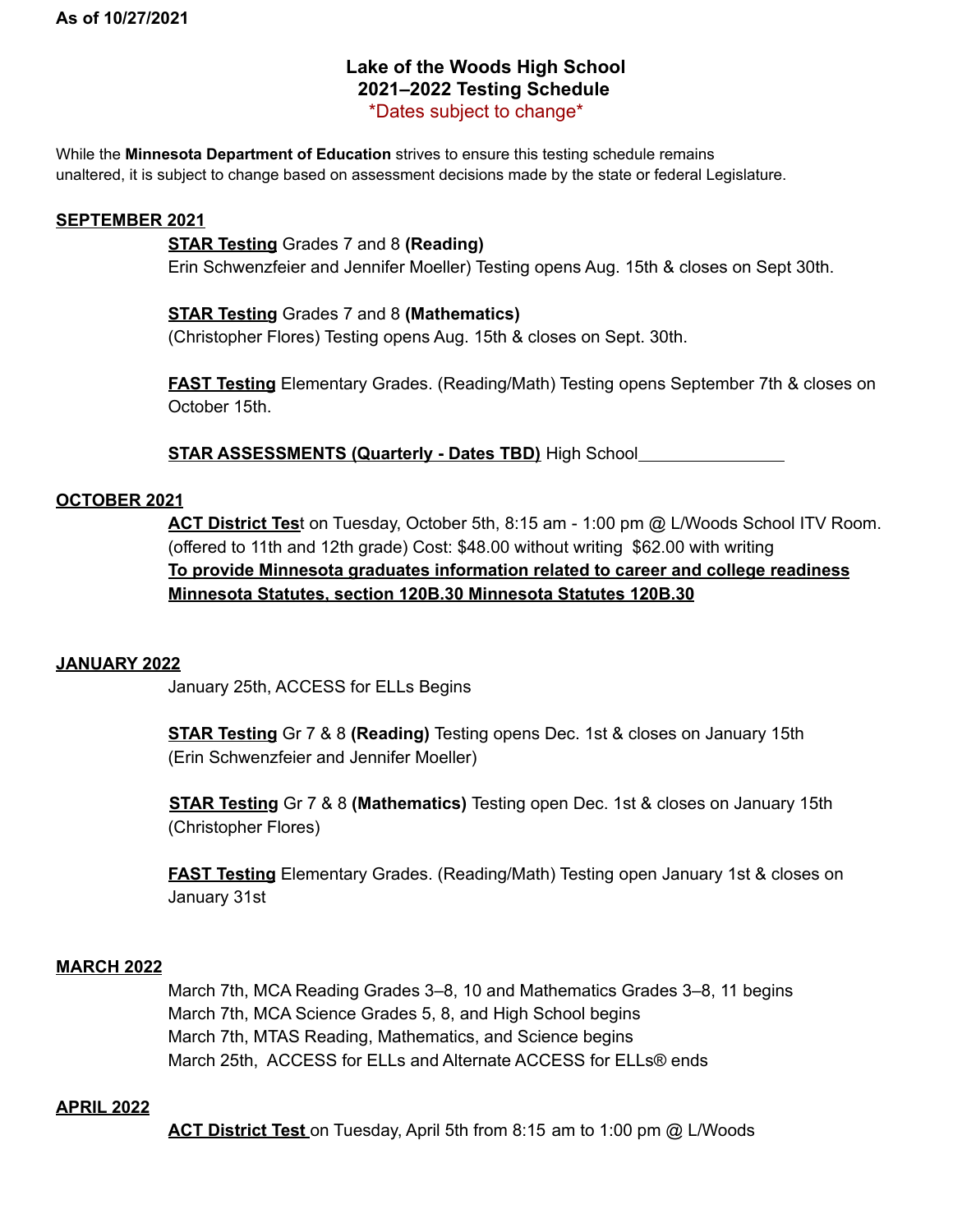**As of 10/27/2021**

# Lake of the Woods High School
## 2021–2022 Testing Schedule
*Dates subject to change*

While the **Minnesota Department of Education** strives to ensure this testing schedule remains unaltered, it is subject to change based on assessment decisions made by the state or federal Legislature.

### SEPTEMBER 2021

**STAR Testing** Grades 7 and 8 **(Reading)**
Erin Schwenzfeier and Jennifer Moeller) Testing opens Aug. 15th & closes on Sept 30th.

**STAR Testing** Grades 7 and 8 **(Mathematics)**
(Christopher Flores) Testing opens Aug. 15th & closes on Sept. 30th.

**FAST Testing** Elementary Grades. (Reading/Math) Testing opens September 7th & closes on October 15th.

**STAR ASSESSMENTS (Quarterly - Dates TBD)** High School________________

### OCTOBER 2021

**ACT District Tes**t on Tuesday, October 5th, 8:15 am - 1:00 pm @ L/Woods School ITV Room. (offered to 11th and 12th grade) Cost: $48.00 without writing $62.00 with writing
**To provide Minnesota graduates information related to career and college readiness Minnesota Statutes, section 120B.30 Minnesota Statutes 120B.30**

### JANUARY 2022

January 25th, ACCESS for ELLs Begins

**STAR Testing** Gr 7 & 8 **(Reading)** Testing opens Dec. 1st & closes on January 15th (Erin Schwenzfeier and Jennifer Moeller)

**STAR Testing** Gr 7 & 8 **(Mathematics)** Testing open Dec. 1st & closes on January 15th (Christopher Flores)

**FAST Testing** Elementary Grades. (Reading/Math) Testing open January 1st & closes on January 31st

### MARCH 2022

March 7th, MCA Reading Grades 3–8, 10 and Mathematics Grades 3–8, 11 begins
March 7th, MCA Science Grades 5, 8, and High School begins
March 7th, MTAS Reading, Mathematics, and Science begins
March 25th, ACCESS for ELLs and Alternate ACCESS for ELLs® ends

### APRIL 2022

**ACT District Test** on Tuesday, April 5th from 8:15 am to 1:00 pm @ L/Woods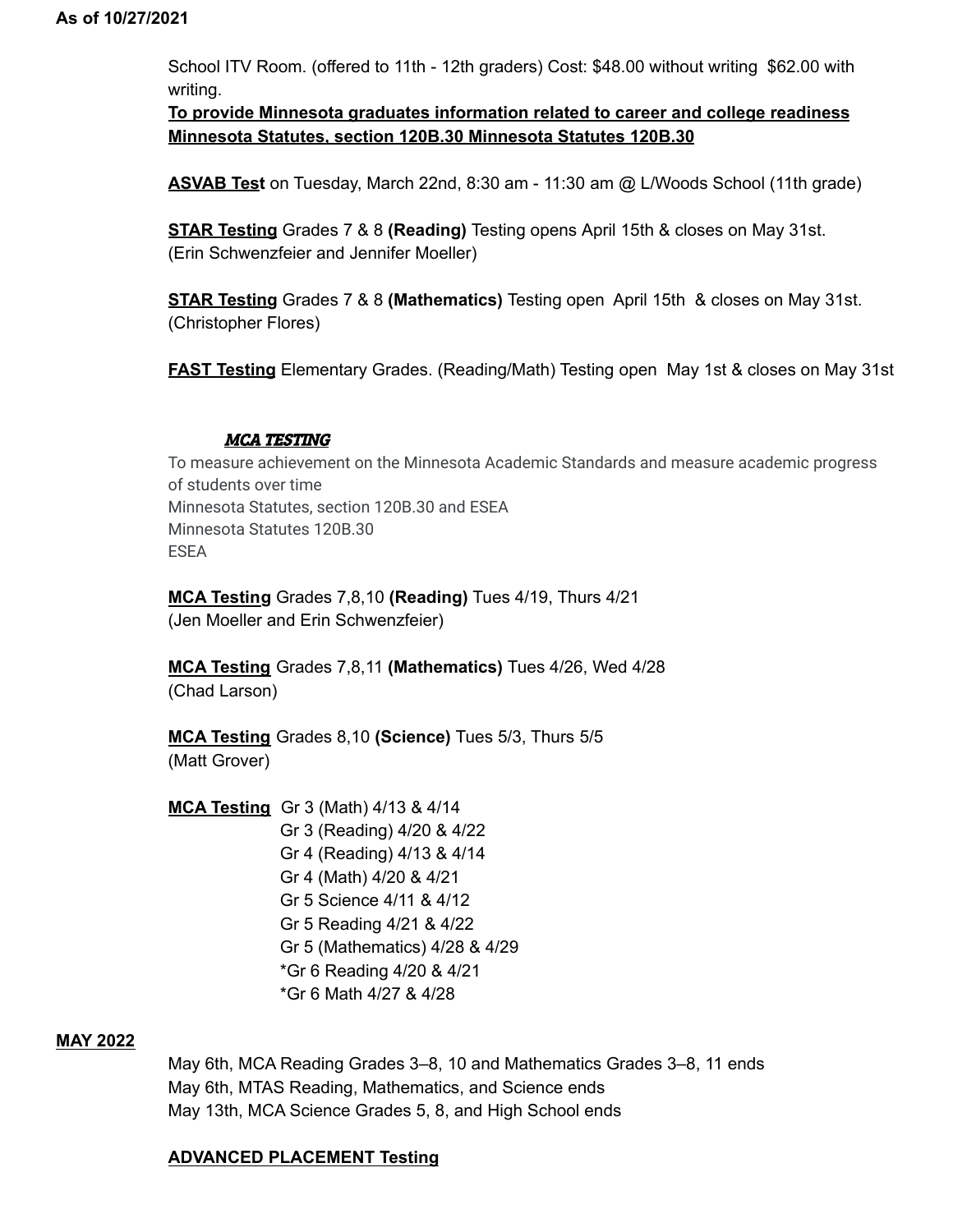**As of 10/27/2021**

School ITV Room. (offered to 11th - 12th graders) Cost: $48.00 without writing $62.00 with writing.

**To provide Minnesota graduates information related to career and college readiness Minnesota Statutes, section 120B.30 Minnesota Statutes 120B.30**

**ASVAB Test** on Tuesday, March 22nd, 8:30 am - 11:30 am @ L/Woods School (11th grade)

**STAR Testing** Grades 7 & 8 **(Reading)** Testing opens April 15th & closes on May 31st. (Erin Schwenzfeier and Jennifer Moeller)

**STAR Testing** Grades 7 & 8 **(Mathematics)** Testing open April 15th & closes on May 31st. (Christopher Flores)

**FAST Testing** Elementary Grades. (Reading/Math) Testing open May 1st & closes on May 31st

***MCA TESTING***

To measure achievement on the Minnesota Academic Standards and measure academic progress of students over time
Minnesota Statutes, section 120B.30 and ESEA
Minnesota Statutes 120B.30
ESEA

**MCA Testing** Grades 7,8,10 **(Reading)** Tues 4/19, Thurs 4/21
(Jen Moeller and Erin Schwenzfeier)

**MCA Testing** Grades 7,8,11 **(Mathematics)** Tues 4/26, Wed 4/28
(Chad Larson)

**MCA Testing** Grades 8,10 **(Science)** Tues 5/3, Thurs 5/5
(Matt Grover)

**MCA Testing** Gr 3 (Math) 4/13 & 4/14
Gr 3 (Reading) 4/20 & 4/22
Gr 4 (Reading) 4/13 & 4/14
Gr 4 (Math) 4/20 & 4/21
Gr 5 Science 4/11 & 4/12
Gr 5 Reading 4/21 & 4/22
Gr 5 (Mathematics) 4/28 & 4/29
*Gr 6 Reading 4/20 & 4/21
*Gr 6 Math 4/27 & 4/28

**MAY 2022**

May 6th, MCA Reading Grades 3–8, 10 and Mathematics Grades 3–8, 11 ends
May 6th, MTAS Reading, Mathematics, and Science ends
May 13th, MCA Science Grades 5, 8, and High School ends

**ADVANCED PLACEMENT Testing**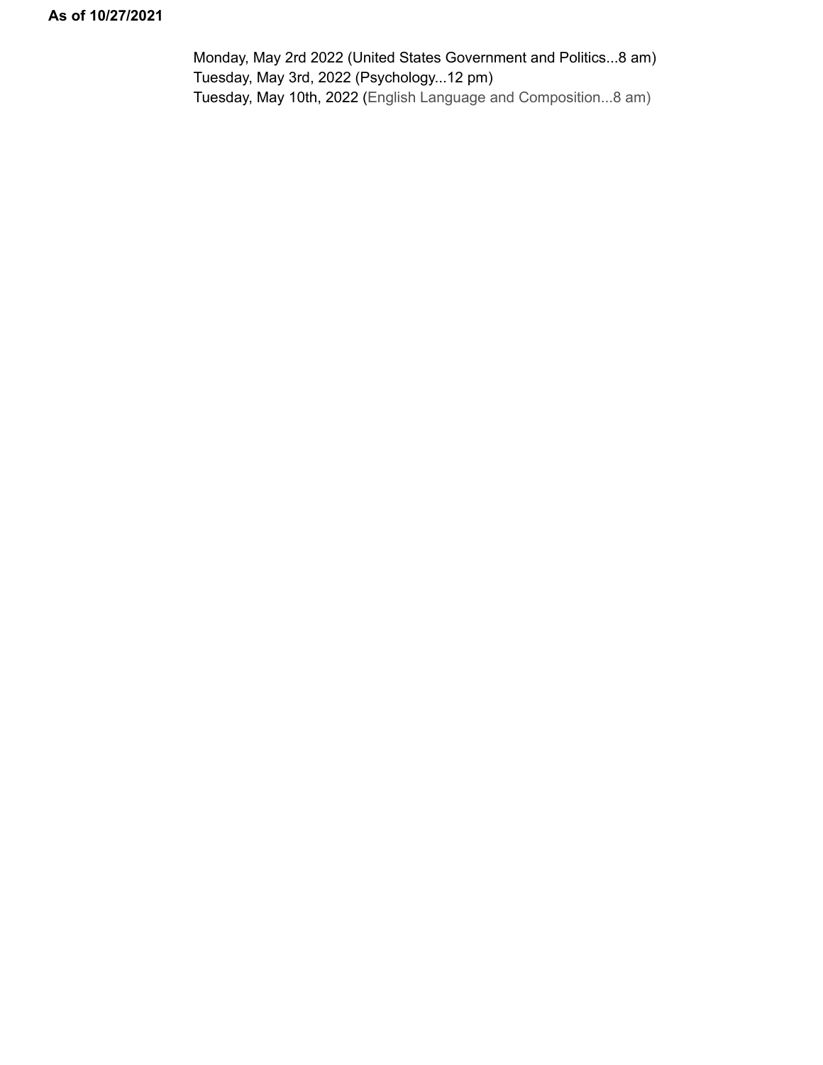**As of 10/27/2021**

Monday, May 2rd 2022 (United States Government and Politics...8 am)
Tuesday, May 3rd, 2022 (Psychology...12 pm)
Tuesday, May 10th, 2022 (English Language and Composition...8 am)